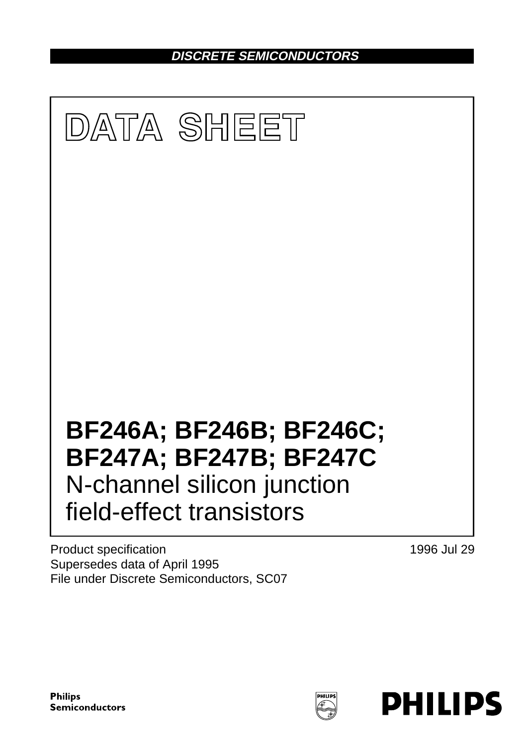DISCRETE SEMICONDUCTORS

# DATA SHEET

# BF246A; BF246B; BF246C; BF247A; BF247B; BF247C

## N-channel silicon junction field-effect transistors

Product specification
Supersedes data of April 1995
File under Discrete Semiconductors, SC07

1996 Jul 29

Philips Semiconductors

PHILIPS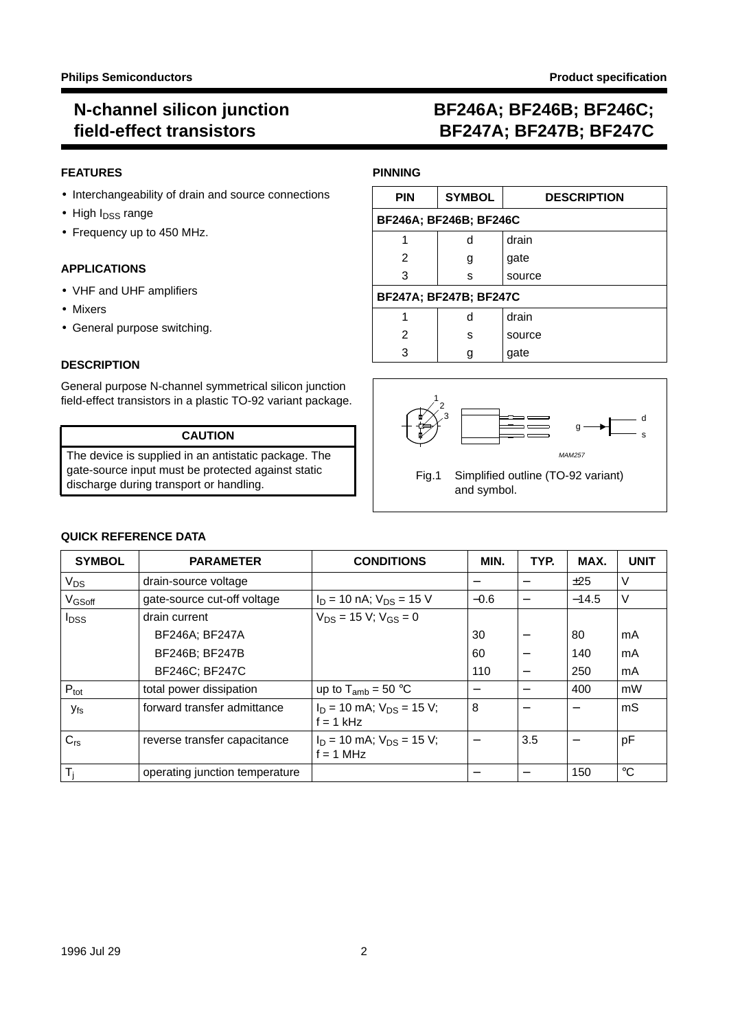# N-channel silicon junction field-effect transistors

# BF246A; BF246B; BF246C; BF247A; BF247B; BF247C

## FEATURES

- Interchangeability of drain and source connections
- High $I_{DSS}$ range
- Frequency up to 450 MHz.

## APPLICATIONS

- VHF and UHF amplifiers
- Mixers
- General purpose switching.

## DESCRIPTION

General purpose N-channel symmetrical silicon junction field-effect transistors in a plastic TO-92 variant package.

**CAUTION**

The device is supplied in an antistatic package. The gate-source input must be protected against static discharge during transport or handling.

## PINNING

| PIN | SYMBOL | DESCRIPTION |
|---|---|---|
| **BF246A; BF246B; BF246C** | | |
| 1 | d | drain |
| 2 | g | gate |
| 3 | s | source |
| **BF247A; BF247B; BF247C** | | |
| 1 | d | drain |
| 2 | s | source |
| 3 | g | gate |

Fig.1 Simplified outline (TO-92 variant) and symbol.

## QUICK REFERENCE DATA

| SYMBOL | PARAMETER | CONDITIONS | MIN. | TYP. | MAX. | UNIT |
|---|---|---|---|---|---|---|
| $V_{DS}$ | drain-source voltage | | − | − | ±25 | V |
| $V_{GSoff}$ | gate-source cut-off voltage | $I_D$ = 10 nA; $V_{DS}$ = 15 V | −0.6 | − | −14.5 | V |
| $I_{DSS}$ | drain current | $V_{DS}$ = 15 V; $V_{GS}$ = 0 | | | | |
| | BF246A; BF247A | | 30 | − | 80 | mA |
| | BF246B; BF247B | | 60 | − | 140 | mA |
| | BF246C; BF247C | | 110 | − | 250 | mA |
| $P_{tot}$ | total power dissipation | up to $T_{amb}$ = 50 °C | − | − | 400 | mW |
| $\lvert y_{fs} \rvert$ | forward transfer admittance | $I_D$ = 10 mA; $V_{DS}$ = 15 V; f = 1 kHz | 8 | − | − | mS |
| $C_{rs}$ | reverse transfer capacitance | $I_D$ = 10 mA; $V_{DS}$ = 15 V; f = 1 MHz | − | 3.5 | − | pF |
| $T_j$ | operating junction temperature | | − | − | 150 | °C |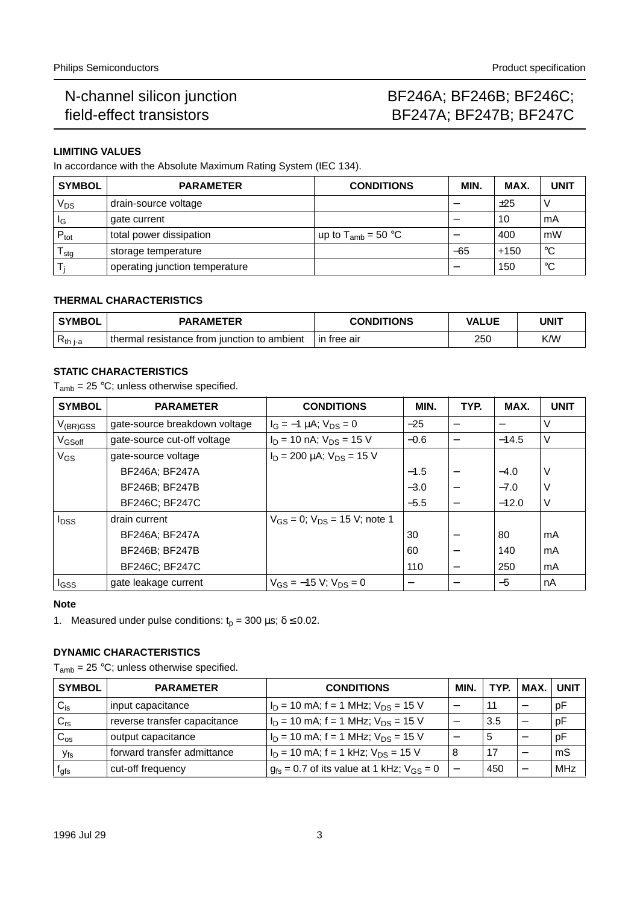## LIMITING VALUES

In accordance with the Absolute Maximum Rating System (IEC 134).

| SYMBOL | PARAMETER | CONDITIONS | MIN. | MAX. | UNIT |
|---|---|---|---|---|---|
| $V_{DS}$ | drain-source voltage | | − | ±25 | V |
| $I_G$ | gate current | | − | 10 | mA |
| $P_{tot}$ | total power dissipation | up to $T_{amb}$ = 50 °C | − | 400 | mW |
| $T_{stg}$ | storage temperature | | −65 | +150 | °C |
| $T_j$ | operating junction temperature | | − | 150 | °C |

## THERMAL CHARACTERISTICS

| SYMBOL | PARAMETER | CONDITIONS | VALUE | UNIT |
|---|---|---|---|---|
| $R_{th\ j\text{-}a}$ | thermal resistance from junction to ambient | in free air | 250 | K/W |

## STATIC CHARACTERISTICS

$T_{amb}$ = 25 °C; unless otherwise specified.

| SYMBOL | PARAMETER | CONDITIONS | MIN. | TYP. | MAX. | UNIT |
|---|---|---|---|---|---|---|
| $V_{(BR)GSS}$ | gate-source breakdown voltage | $I_G$ = −1 μA; $V_{DS}$ = 0 | −25 | − | − | V |
| $V_{GSoff}$ | gate-source cut-off voltage | $I_D$ = 10 nA; $V_{DS}$ = 15 V | −0.6 | − | −14.5 | V |
| $V_{GS}$ | gate-source voltage | $I_D$ = 200 μA; $V_{DS}$ = 15 V | | | | |
| | BF246A; BF247A | | −1.5 | − | −4.0 | V |
| | BF246B; BF247B | | −3.0 | − | −7.0 | V |
| | BF246C; BF247C | | −5.5 | − | −12.0 | V |
| $I_{DSS}$ | drain current | $V_{GS}$ = 0; $V_{DS}$ = 15 V; note 1 | | | | |
| | BF246A; BF247A | | 30 | − | 80 | mA |
| | BF246B; BF247B | | 60 | − | 140 | mA |
| | BF246C; BF247C | | 110 | − | 250 | mA |
| $I_{GSS}$ | gate leakage current | $V_{GS}$ = −15 V; $V_{DS}$ = 0 | − | − | −5 | nA |

### Note

1. Measured under pulse conditions: $t_p$ = 300 μs; δ ≤ 0.02.

## DYNAMIC CHARACTERISTICS

$T_{amb}$ = 25 °C; unless otherwise specified.

| SYMBOL | PARAMETER | CONDITIONS | MIN. | TYP. | MAX. | UNIT |
|---|---|---|---|---|---|---|
| $C_{is}$ | input capacitance | $I_D$ = 10 mA; f = 1 MHz; $V_{DS}$ = 15 V | − | 11 | − | pF |
| $C_{rs}$ | reverse transfer capacitance | $I_D$ = 10 mA; f = 1 MHz; $V_{DS}$ = 15 V | − | 3.5 | − | pF |
| $C_{os}$ | output capacitance | $I_D$ = 10 mA; f = 1 MHz; $V_{DS}$ = 15 V | − | 5 | − | pF |
| $y_{fs}$ | forward transfer admittance | $I_D$ = 10 mA; f = 1 kHz; $V_{DS}$ = 15 V | 8 | 17 | − | mS |
| $f_{gfs}$ | cut-off frequency | $g_{fs}$ = 0.7 of its value at 1 kHz; $V_{GS}$ = 0 | − | 450 | − | MHz |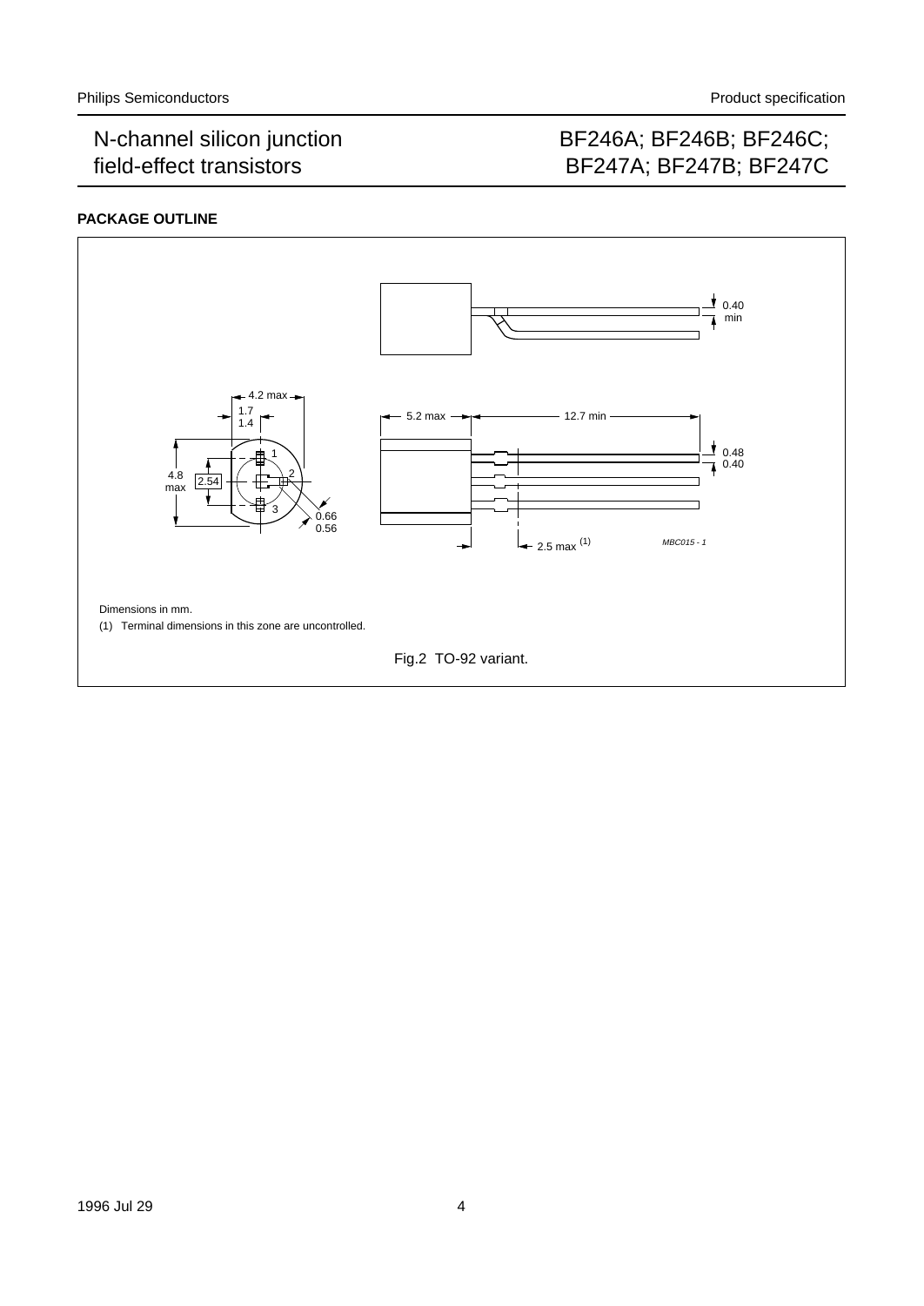## PACKAGE OUTLINE

Dimensions in mm.

(1) Terminal dimensions in this zone are uncontrolled.

Fig.2 TO-92 variant.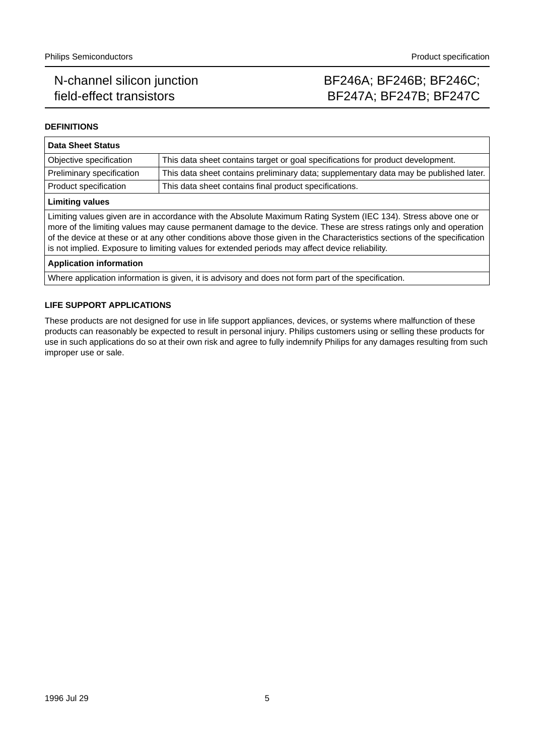## DEFINITIONS

| | |
|---|---|
| **Data Sheet Status** | |
| Objective specification | This data sheet contains target or goal specifications for product development. |
| Preliminary specification | This data sheet contains preliminary data; supplementary data may be published later. |
| Product specification | This data sheet contains final product specifications. |
| **Limiting values** | |
| Limiting values given are in accordance with the Absolute Maximum Rating System (IEC 134). Stress above one or more of the limiting values may cause permanent damage to the device. These are stress ratings only and operation of the device at these or at any other conditions above those given in the Characteristics sections of the specification is not implied. Exposure to limiting values for extended periods may affect device reliability. | |
| **Application information** | |
| Where application information is given, it is advisory and does not form part of the specification. | |

## LIFE SUPPORT APPLICATIONS

These products are not designed for use in life support appliances, devices, or systems where malfunction of these products can reasonably be expected to result in personal injury. Philips customers using or selling these products for use in such applications do so at their own risk and agree to fully indemnify Philips for any damages resulting from such improper use or sale.